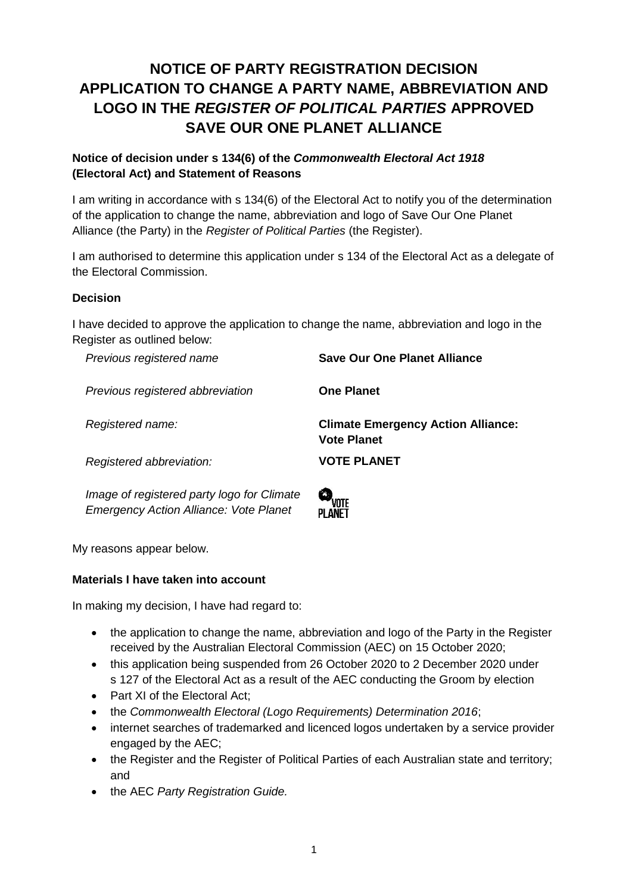# NOTICE OF PARTY REGISTRATION DECISION APPLICATION TO CHANGE A PARTY NAME, ABBREVIATION AND LOGO IN THE *REGISTER OF POLITICAL PARTIES* APPROVED SAVE OUR ONE PLANET ALLIANCE

**Notice of decision under s 134(6) of the *Commonwealth Electoral Act 1918* (Electoral Act) and Statement of Reasons**

I am writing in accordance with s 134(6) of the Electoral Act to notify you of the determination of the application to change the name, abbreviation and logo of Save Our One Planet Alliance (the Party) in the *Register of Political Parties* (the Register).

I am authorised to determine this application under s 134 of the Electoral Act as a delegate of the Electoral Commission.

**Decision**

I have decided to approve the application to change the name, abbreviation and logo in the Register as outlined below:

| | |
|---|---|
| *Previous registered name* | **Save Our One Planet Alliance** |
| *Previous registered abbreviation* | **One Planet** |
| *Registered name:* | **Climate Emergency Action Alliance: Vote Planet** |
| *Registered abbreviation:* | **VOTE PLANET** |
| *Image of registered party logo for Climate Emergency Action Alliance: Vote Planet* | VOTE PLANET |

My reasons appear below.

**Materials I have taken into account**

In making my decision, I have had regard to:

- the application to change the name, abbreviation and logo of the Party in the Register received by the Australian Electoral Commission (AEC) on 15 October 2020;
- this application being suspended from 26 October 2020 to 2 December 2020 under s 127 of the Electoral Act as a result of the AEC conducting the Groom by election
- Part XI of the Electoral Act;
- the *Commonwealth Electoral (Logo Requirements) Determination 2016*;
- internet searches of trademarked and licenced logos undertaken by a service provider engaged by the AEC;
- the Register and the Register of Political Parties of each Australian state and territory; and
- the AEC *Party Registration Guide.*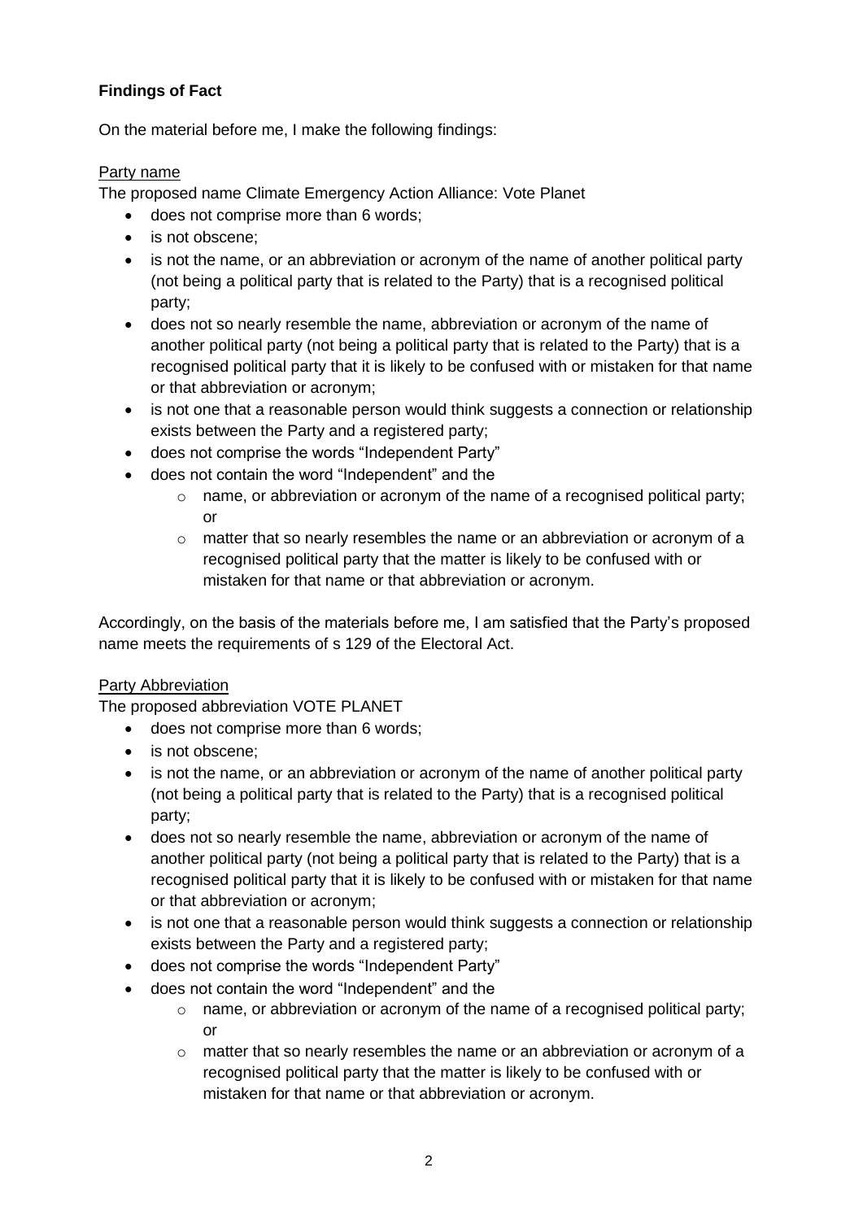**Findings of Fact**

On the material before me, I make the following findings:

Party name

The proposed name Climate Emergency Action Alliance: Vote Planet

- does not comprise more than 6 words;
- is not obscene;
- is not the name, or an abbreviation or acronym of the name of another political party (not being a political party that is related to the Party) that is a recognised political party;
- does not so nearly resemble the name, abbreviation or acronym of the name of another political party (not being a political party that is related to the Party) that is a recognised political party that it is likely to be confused with or mistaken for that name or that abbreviation or acronym;
- is not one that a reasonable person would think suggests a connection or relationship exists between the Party and a registered party;
- does not comprise the words "Independent Party"
- does not contain the word "Independent" and the
    - name, or abbreviation or acronym of the name of a recognised political party; or
    - matter that so nearly resembles the name or an abbreviation or acronym of a recognised political party that the matter is likely to be confused with or mistaken for that name or that abbreviation or acronym.

Accordingly, on the basis of the materials before me, I am satisfied that the Party's proposed name meets the requirements of s 129 of the Electoral Act.

Party Abbreviation

The proposed abbreviation VOTE PLANET

- does not comprise more than 6 words;
- is not obscene;
- is not the name, or an abbreviation or acronym of the name of another political party (not being a political party that is related to the Party) that is a recognised political party;
- does not so nearly resemble the name, abbreviation or acronym of the name of another political party (not being a political party that is related to the Party) that is a recognised political party that it is likely to be confused with or mistaken for that name or that abbreviation or acronym;
- is not one that a reasonable person would think suggests a connection or relationship exists between the Party and a registered party;
- does not comprise the words "Independent Party"
- does not contain the word "Independent" and the
    - name, or abbreviation or acronym of the name of a recognised political party; or
    - matter that so nearly resembles the name or an abbreviation or acronym of a recognised political party that the matter is likely to be confused with or mistaken for that name or that abbreviation or acronym.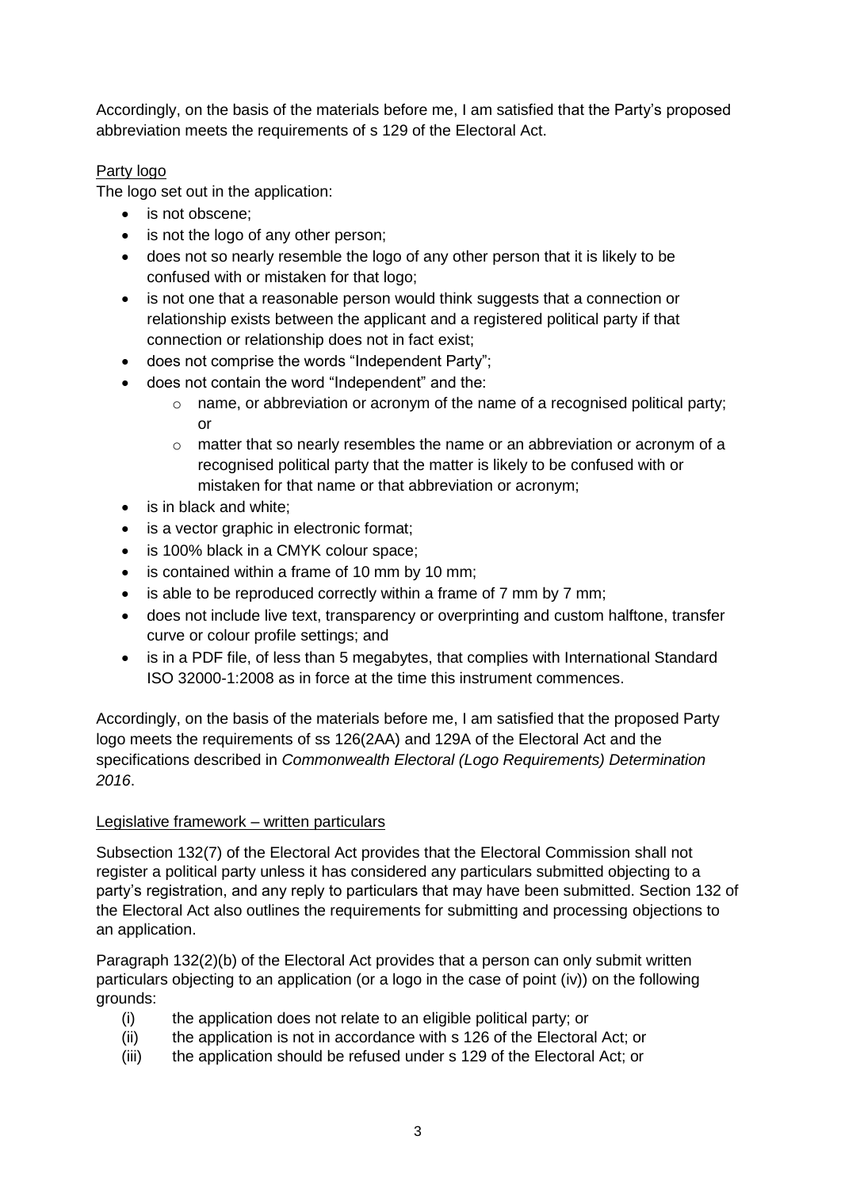Accordingly, on the basis of the materials before me, I am satisfied that the Party's proposed abbreviation meets the requirements of s 129 of the Electoral Act.

Party logo

The logo set out in the application:

- is not obscene;
- is not the logo of any other person;
- does not so nearly resemble the logo of any other person that it is likely to be confused with or mistaken for that logo;
- is not one that a reasonable person would think suggests that a connection or relationship exists between the applicant and a registered political party if that connection or relationship does not in fact exist;
- does not comprise the words "Independent Party";
- does not contain the word "Independent" and the:
  - name, or abbreviation or acronym of the name of a recognised political party; or
  - matter that so nearly resembles the name or an abbreviation or acronym of a recognised political party that the matter is likely to be confused with or mistaken for that name or that abbreviation or acronym;
- is in black and white;
- is a vector graphic in electronic format;
- is 100% black in a CMYK colour space;
- is contained within a frame of 10 mm by 10 mm;
- is able to be reproduced correctly within a frame of 7 mm by 7 mm;
- does not include live text, transparency or overprinting and custom halftone, transfer curve or colour profile settings; and
- is in a PDF file, of less than 5 megabytes, that complies with International Standard ISO 32000-1:2008 as in force at the time this instrument commences.

Accordingly, on the basis of the materials before me, I am satisfied that the proposed Party logo meets the requirements of ss 126(2AA) and 129A of the Electoral Act and the specifications described in *Commonwealth Electoral (Logo Requirements) Determination 2016*.

Legislative framework – written particulars

Subsection 132(7) of the Electoral Act provides that the Electoral Commission shall not register a political party unless it has considered any particulars submitted objecting to a party's registration, and any reply to particulars that may have been submitted. Section 132 of the Electoral Act also outlines the requirements for submitting and processing objections to an application.

Paragraph 132(2)(b) of the Electoral Act provides that a person can only submit written particulars objecting to an application (or a logo in the case of point (iv)) on the following grounds:

(i) the application does not relate to an eligible political party; or
(ii) the application is not in accordance with s 126 of the Electoral Act; or
(iii) the application should be refused under s 129 of the Electoral Act; or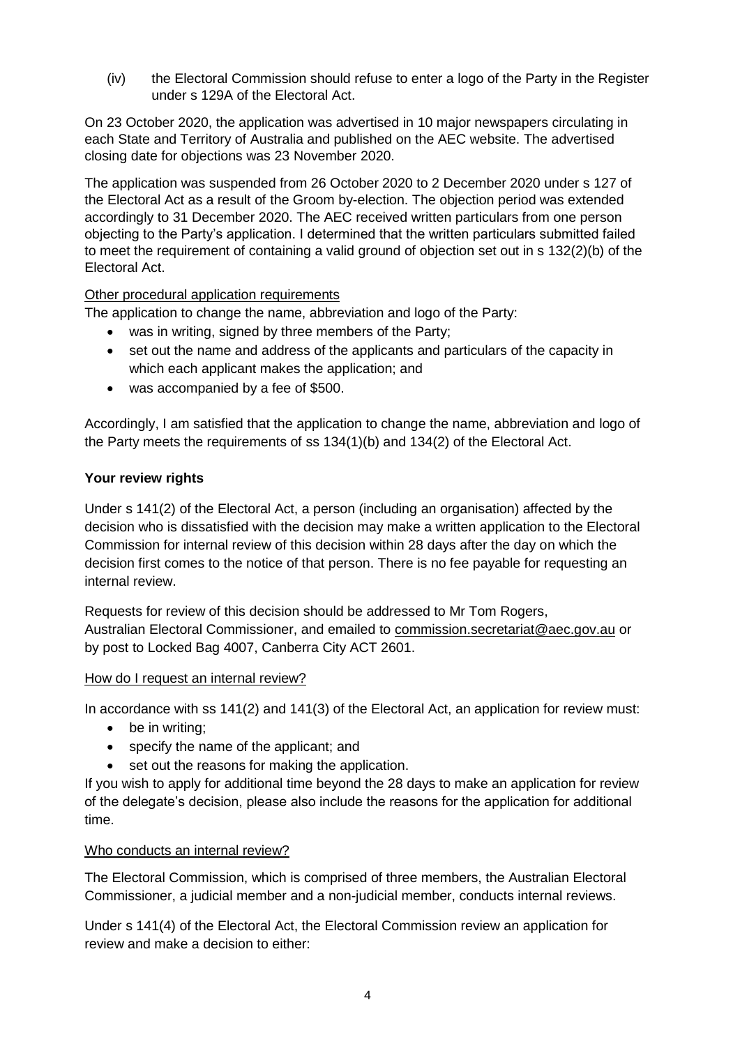(iv) the Electoral Commission should refuse to enter a logo of the Party in the Register under s 129A of the Electoral Act.

On 23 October 2020, the application was advertised in 10 major newspapers circulating in each State and Territory of Australia and published on the AEC website. The advertised closing date for objections was 23 November 2020.

The application was suspended from 26 October 2020 to 2 December 2020 under s 127 of the Electoral Act as a result of the Groom by-election. The objection period was extended accordingly to 31 December 2020. The AEC received written particulars from one person objecting to the Party's application. I determined that the written particulars submitted failed to meet the requirement of containing a valid ground of objection set out in s 132(2)(b) of the Electoral Act.

Other procedural application requirements

The application to change the name, abbreviation and logo of the Party:

- was in writing, signed by three members of the Party;
- set out the name and address of the applicants and particulars of the capacity in which each applicant makes the application; and
- was accompanied by a fee of $500.

Accordingly, I am satisfied that the application to change the name, abbreviation and logo of the Party meets the requirements of ss 134(1)(b) and 134(2) of the Electoral Act.

**Your review rights**

Under s 141(2) of the Electoral Act, a person (including an organisation) affected by the decision who is dissatisfied with the decision may make a written application to the Electoral Commission for internal review of this decision within 28 days after the day on which the decision first comes to the notice of that person. There is no fee payable for requesting an internal review.

Requests for review of this decision should be addressed to Mr Tom Rogers, Australian Electoral Commissioner, and emailed to commission.secretariat@aec.gov.au or by post to Locked Bag 4007, Canberra City ACT 2601.

How do I request an internal review?

In accordance with ss 141(2) and 141(3) of the Electoral Act, an application for review must:

- be in writing;
- specify the name of the applicant; and
- set out the reasons for making the application.

If you wish to apply for additional time beyond the 28 days to make an application for review of the delegate's decision, please also include the reasons for the application for additional time.

Who conducts an internal review?

The Electoral Commission, which is comprised of three members, the Australian Electoral Commissioner, a judicial member and a non-judicial member, conducts internal reviews.

Under s 141(4) of the Electoral Act, the Electoral Commission review an application for review and make a decision to either: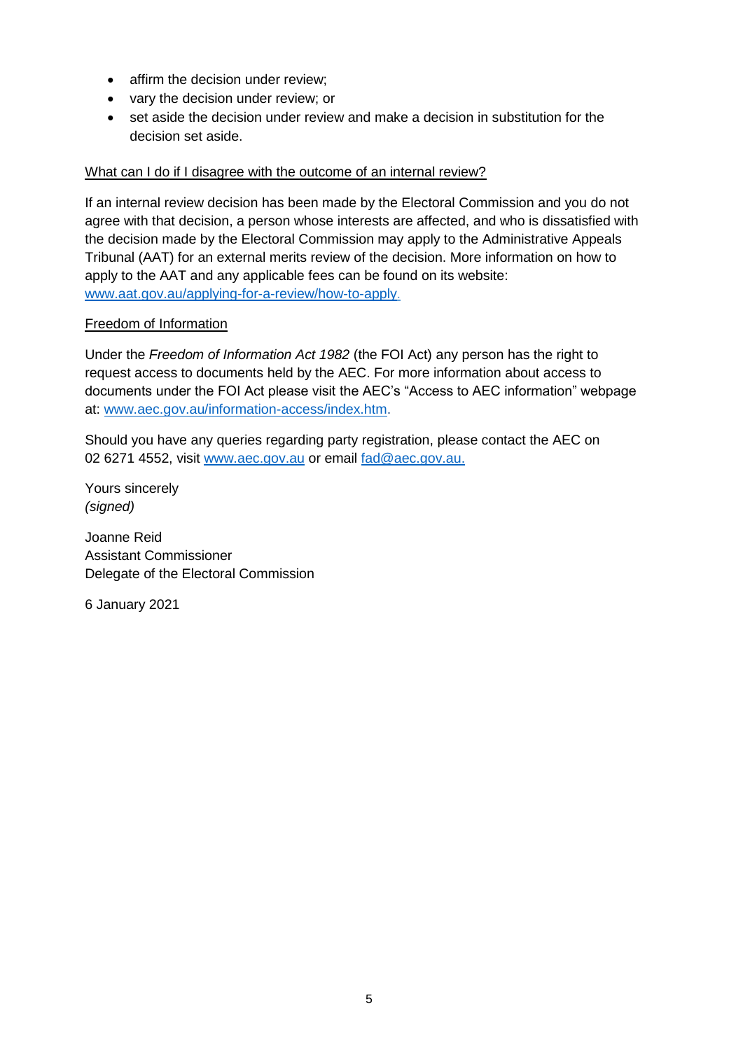- affirm the decision under review;
- vary the decision under review; or
- set aside the decision under review and make a decision in substitution for the decision set aside.

What can I do if I disagree with the outcome of an internal review?

If an internal review decision has been made by the Electoral Commission and you do not agree with that decision, a person whose interests are affected, and who is dissatisfied with the decision made by the Electoral Commission may apply to the Administrative Appeals Tribunal (AAT) for an external merits review of the decision. More information on how to apply to the AAT and any applicable fees can be found on its website: www.aat.gov.au/applying-for-a-review/how-to-apply.

Freedom of Information

Under the *Freedom of Information Act 1982* (the FOI Act) any person has the right to request access to documents held by the AEC. For more information about access to documents under the FOI Act please visit the AEC's "Access to AEC information" webpage at: www.aec.gov.au/information-access/index.htm.

Should you have any queries regarding party registration, please contact the AEC on 02 6271 4552, visit www.aec.gov.au or email fad@aec.gov.au.

Yours sincerely
*(signed)*

Joanne Reid
Assistant Commissioner
Delegate of the Electoral Commission

6 January 2021